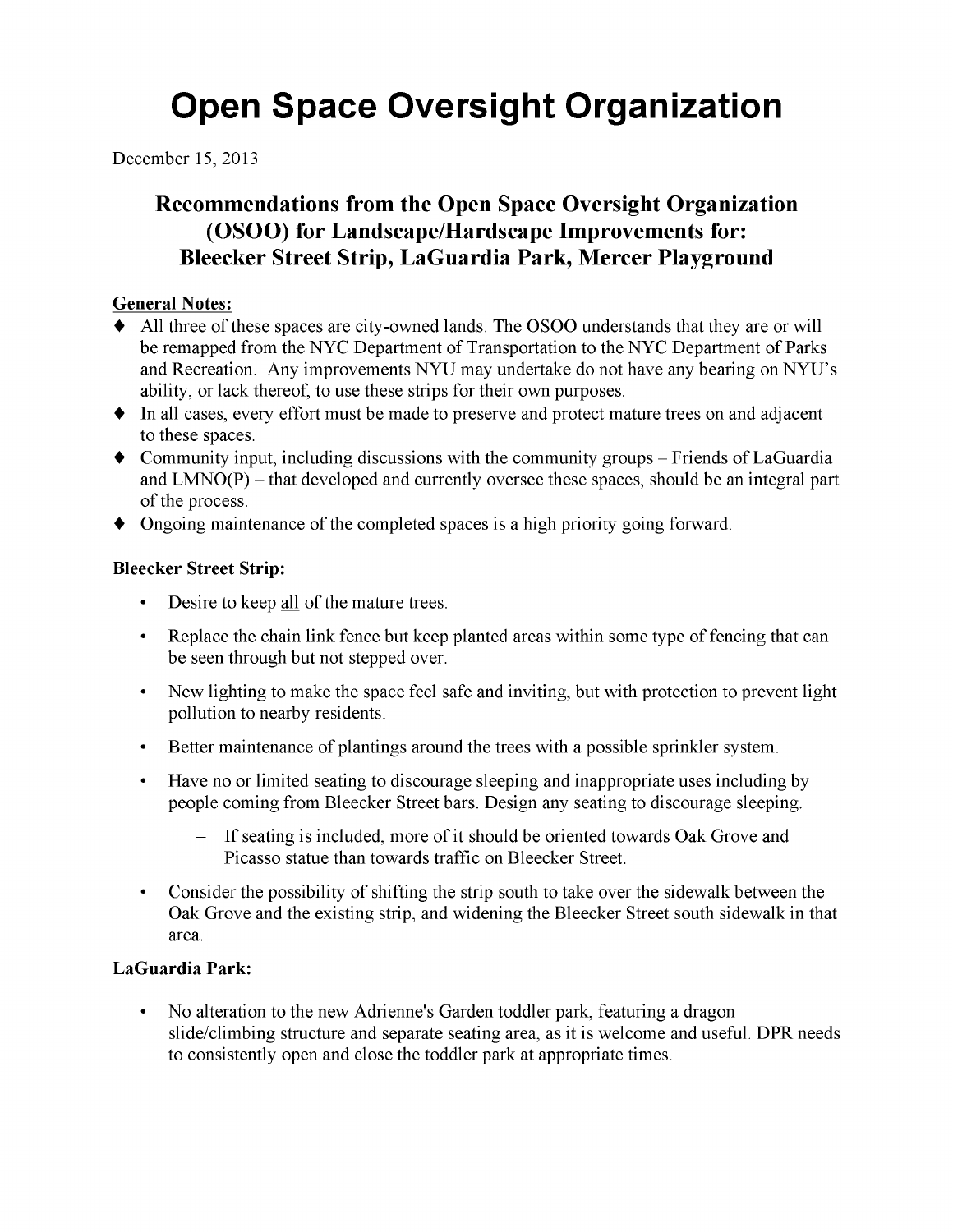# Open Space Oversight Organization

December 15, 2013

## Recommendations from the Open Space Oversight Organization (OSOO) for Landscape/Hardscape Improvements for: Bleecker Street Strip, LaGuardia Park, Mercer Playground

**General Notes:**

- All three of these spaces are city-owned lands. The OSOO understands that they are or will be remapped from the NYC Department of Transportation to the NYC Department of Parks and Recreation. Any improvements NYU may undertake do not have any bearing on NYU's ability, or lack thereof, to use these strips for their own purposes.
- In all cases, every effort must be made to preserve and protect mature trees on and adjacent to these spaces.
- Community input, including discussions with the community groups – Friends of LaGuardia and LMNO(P) – that developed and currently oversee these spaces, should be an integral part of the process.
- Ongoing maintenance of the completed spaces is a high priority going forward.

**Bleecker Street Strip:**

- Desire to keep <u>all</u> of the mature trees.
- Replace the chain link fence but keep planted areas within some type of fencing that can be seen through but not stepped over.
- New lighting to make the space feel safe and inviting, but with protection to prevent light pollution to nearby residents.
- Better maintenance of plantings around the trees with a possible sprinkler system.
- Have no or limited seating to discourage sleeping and inappropriate uses including by people coming from Bleecker Street bars. Design any seating to discourage sleeping.
  - If seating is included, more of it should be oriented towards Oak Grove and Picasso statue than towards traffic on Bleecker Street.
- Consider the possibility of shifting the strip south to take over the sidewalk between the Oak Grove and the existing strip, and widening the Bleecker Street south sidewalk in that area.

**LaGuardia Park:**

- No alteration to the new Adrienne's Garden toddler park, featuring a dragon slide/climbing structure and separate seating area, as it is welcome and useful. DPR needs to consistently open and close the toddler park at appropriate times.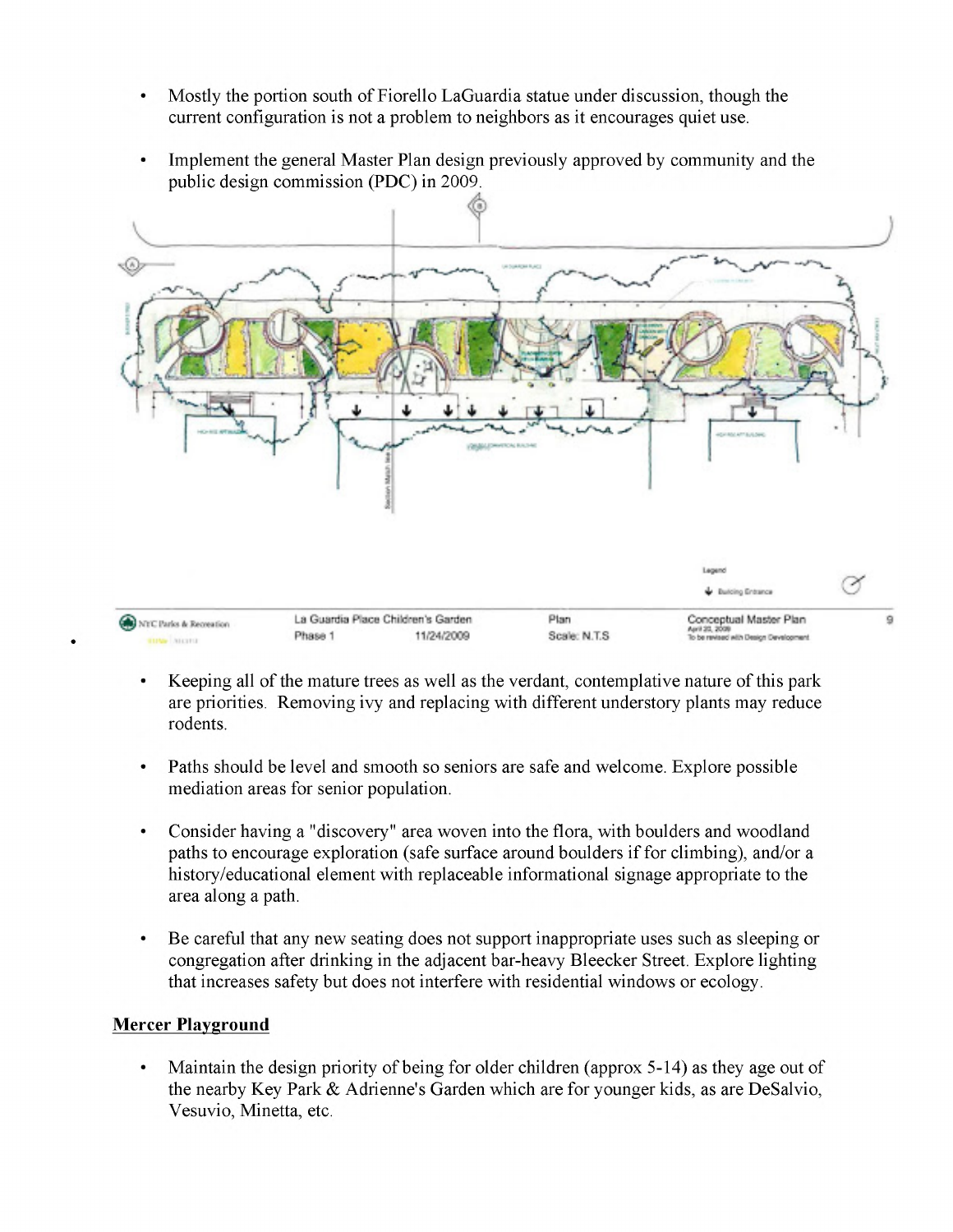- Mostly the portion south of Fiorello LaGuardia statue under discussion, though the current configuration is not a problem to neighbors as it encourages quiet use.

- Implement the general Master Plan design previously approved by community and the public design commission (PDC) in 2009.

- Keeping all of the mature trees as well as the verdant, contemplative nature of this park are priorities. Removing ivy and replacing with different understory plants may reduce rodents.

- Paths should be level and smooth so seniors are safe and welcome. Explore possible mediation areas for senior population.

- Consider having a "discovery" area woven into the flora, with boulders and woodland paths to encourage exploration (safe surface around boulders if for climbing), and/or a history/educational element with replaceable informational signage appropriate to the area along a path.

- Be careful that any new seating does not support inappropriate uses such as sleeping or congregation after drinking in the adjacent bar-heavy Bleecker Street. Explore lighting that increases safety but does not interfere with residential windows or ecology.

**Mercer Playground**

- Maintain the design priority of being for older children (approx 5-14) as they age out of the nearby Key Park & Adrienne's Garden which are for younger kids, as are DeSalvio, Vesuvio, Minetta, etc.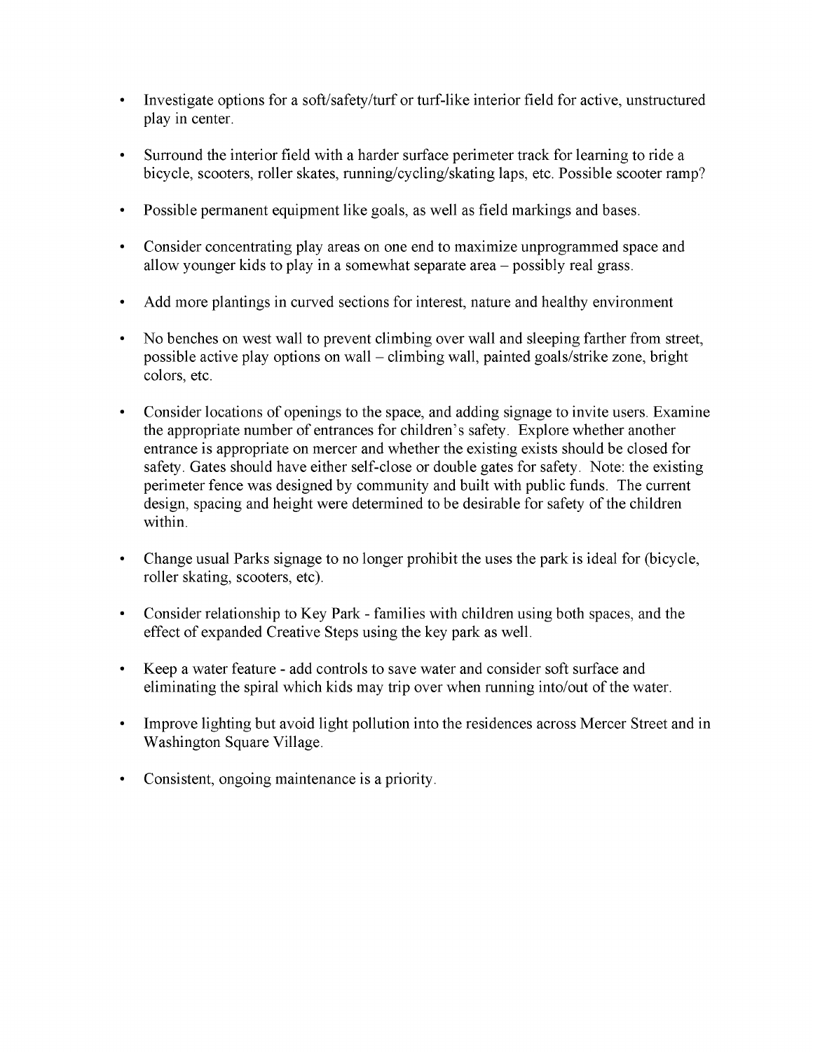- Investigate options for a soft/safety/turf or turf-like interior field for active, unstructured play in center.

- Surround the interior field with a harder surface perimeter track for learning to ride a bicycle, scooters, roller skates, running/cycling/skating laps, etc. Possible scooter ramp?

- Possible permanent equipment like goals, as well as field markings and bases.

- Consider concentrating play areas on one end to maximize unprogrammed space and allow younger kids to play in a somewhat separate area – possibly real grass.

- Add more plantings in curved sections for interest, nature and healthy environment

- No benches on west wall to prevent climbing over wall and sleeping farther from street, possible active play options on wall – climbing wall, painted goals/strike zone, bright colors, etc.

- Consider locations of openings to the space, and adding signage to invite users. Examine the appropriate number of entrances for children's safety. Explore whether another entrance is appropriate on mercer and whether the existing exists should be closed for safety. Gates should have either self-close or double gates for safety. Note: the existing perimeter fence was designed by community and built with public funds. The current design, spacing and height were determined to be desirable for safety of the children within.

- Change usual Parks signage to no longer prohibit the uses the park is ideal for (bicycle, roller skating, scooters, etc).

- Consider relationship to Key Park - families with children using both spaces, and the effect of expanded Creative Steps using the key park as well.

- Keep a water feature - add controls to save water and consider soft surface and eliminating the spiral which kids may trip over when running into/out of the water.

- Improve lighting but avoid light pollution into the residences across Mercer Street and in Washington Square Village.

- Consistent, ongoing maintenance is a priority.